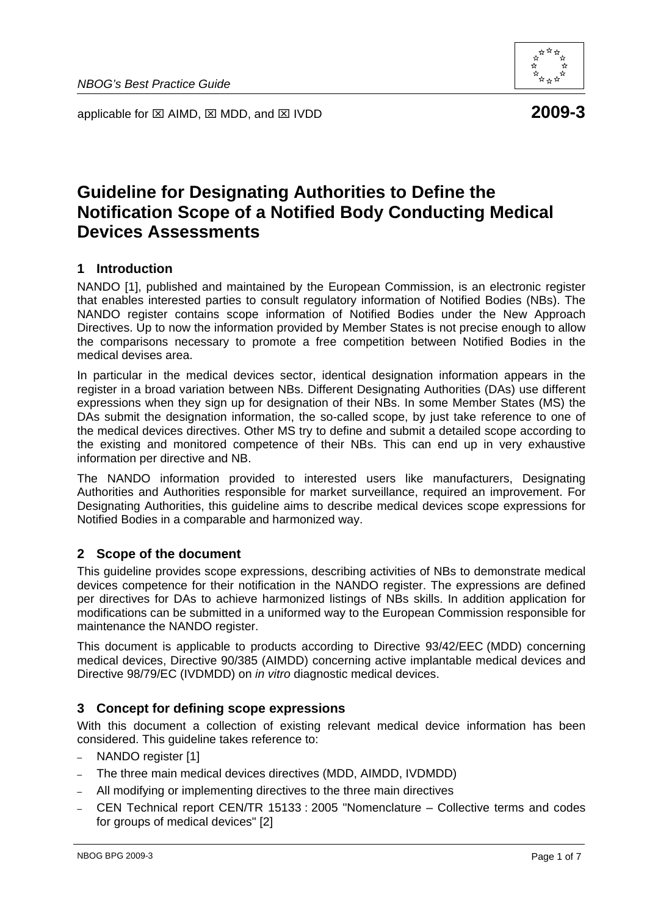NBOG's Best Practice Guide

applicable for ☒ AIMD, ☒ MDD, and ☒ IVDD **2009-3**

# Guideline for Designating Authorities to Define the Notification Scope of a Notified Body Conducting Medical Devices Assessments

## 1 Introduction

NANDO [1], published and maintained by the European Commission, is an electronic register that enables interested parties to consult regulatory information of Notified Bodies (NBs). The NANDO register contains scope information of Notified Bodies under the New Approach Directives. Up to now the information provided by Member States is not precise enough to allow the comparisons necessary to promote a free competition between Notified Bodies in the medical devises area.

In particular in the medical devices sector, identical designation information appears in the register in a broad variation between NBs. Different Designating Authorities (DAs) use different expressions when they sign up for designation of their NBs. In some Member States (MS) the DAs submit the designation information, the so-called scope, by just take reference to one of the medical devices directives. Other MS try to define and submit a detailed scope according to the existing and monitored competence of their NBs. This can end up in very exhaustive information per directive and NB.

The NANDO information provided to interested users like manufacturers, Designating Authorities and Authorities responsible for market surveillance, required an improvement. For Designating Authorities, this guideline aims to describe medical devices scope expressions for Notified Bodies in a comparable and harmonized way.

## 2 Scope of the document

This guideline provides scope expressions, describing activities of NBs to demonstrate medical devices competence for their notification in the NANDO register. The expressions are defined per directives for DAs to achieve harmonized listings of NBs skills. In addition application for modifications can be submitted in a uniformed way to the European Commission responsible for maintenance the NANDO register.

This document is applicable to products according to Directive 93/42/EEC (MDD) concerning medical devices, Directive 90/385 (AIMDD) concerning active implantable medical devices and Directive 98/79/EC (IVDMDD) on *in vitro* diagnostic medical devices.

## 3 Concept for defining scope expressions

With this document a collection of existing relevant medical device information has been considered. This guideline takes reference to:

- NANDO register [1]
- The three main medical devices directives (MDD, AIMDD, IVDMDD)
- All modifying or implementing directives to the three main directives
- CEN Technical report CEN/TR 15133 : 2005 "Nomenclature – Collective terms and codes for groups of medical devices" [2]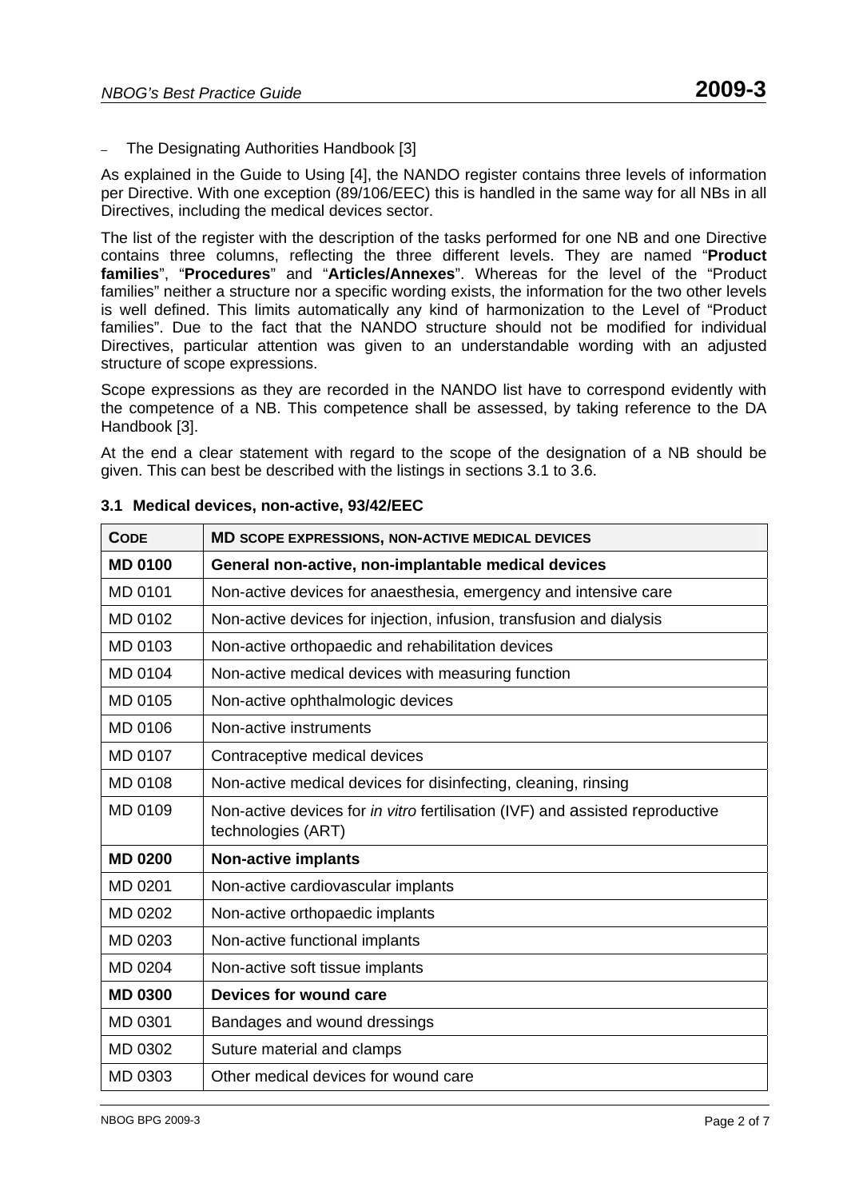– The Designating Authorities Handbook [3]

As explained in the Guide to Using [4], the NANDO register contains three levels of information per Directive. With one exception (89/106/EEC) this is handled in the same way for all NBs in all Directives, including the medical devices sector.

The list of the register with the description of the tasks performed for one NB and one Directive contains three columns, reflecting the three different levels. They are named "**Product families**", "**Procedures**" and "**Articles/Annexes**". Whereas for the level of the "Product families" neither a structure nor a specific wording exists, the information for the two other levels is well defined. This limits automatically any kind of harmonization to the Level of "Product families". Due to the fact that the NANDO structure should not be modified for individual Directives, particular attention was given to an understandable wording with an adjusted structure of scope expressions.

Scope expressions as they are recorded in the NANDO list have to correspond evidently with the competence of a NB. This competence shall be assessed, by taking reference to the DA Handbook [3].

At the end a clear statement with regard to the scope of the designation of a NB should be given. This can best be described with the listings in sections 3.1 to 3.6.

### 3.1 Medical devices, non-active, 93/42/EEC

| CODE | MD SCOPE EXPRESSIONS, NON-ACTIVE MEDICAL DEVICES |
|---|---|
| **MD 0100** | **General non-active, non-implantable medical devices** |
| MD 0101 | Non-active devices for anaesthesia, emergency and intensive care |
| MD 0102 | Non-active devices for injection, infusion, transfusion and dialysis |
| MD 0103 | Non-active orthopaedic and rehabilitation devices |
| MD 0104 | Non-active medical devices with measuring function |
| MD 0105 | Non-active ophthalmologic devices |
| MD 0106 | Non-active instruments |
| MD 0107 | Contraceptive medical devices |
| MD 0108 | Non-active medical devices for disinfecting, cleaning, rinsing |
| MD 0109 | Non-active devices for *in vitro* fertilisation (IVF) and assisted reproductive technologies (ART) |
| **MD 0200** | **Non-active implants** |
| MD 0201 | Non-active cardiovascular implants |
| MD 0202 | Non-active orthopaedic implants |
| MD 0203 | Non-active functional implants |
| MD 0204 | Non-active soft tissue implants |
| **MD 0300** | **Devices for wound care** |
| MD 0301 | Bandages and wound dressings |
| MD 0302 | Suture material and clamps |
| MD 0303 | Other medical devices for wound care |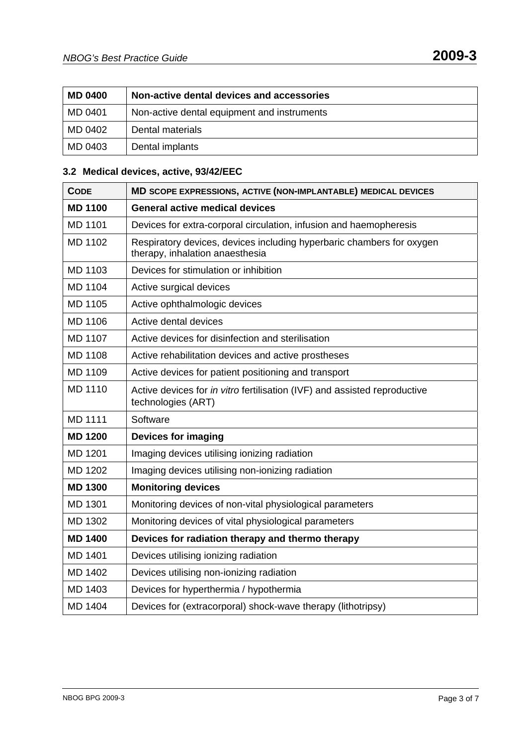| MD 0400 | Non-active dental devices and accessories |
|---|---|
| MD 0401 | Non-active dental equipment and instruments |
| MD 0402 | Dental materials |
| MD 0403 | Dental implants |

### 3.2 Medical devices, active, 93/42/EEC

| CODE | MD SCOPE EXPRESSIONS, ACTIVE (NON-IMPLANTABLE) MEDICAL DEVICES |
|---|---|
| **MD 1100** | **General active medical devices** |
| MD 1101 | Devices for extra-corporal circulation, infusion and haemopheresis |
| MD 1102 | Respiratory devices, devices including hyperbaric chambers for oxygen therapy, inhalation anaesthesia |
| MD 1103 | Devices for stimulation or inhibition |
| MD 1104 | Active surgical devices |
| MD 1105 | Active ophthalmologic devices |
| MD 1106 | Active dental devices |
| MD 1107 | Active devices for disinfection and sterilisation |
| MD 1108 | Active rehabilitation devices and active prostheses |
| MD 1109 | Active devices for patient positioning and transport |
| MD 1110 | Active devices for *in vitro* fertilisation (IVF) and assisted reproductive technologies (ART) |
| MD 1111 | Software |
| **MD 1200** | **Devices for imaging** |
| MD 1201 | Imaging devices utilising ionizing radiation |
| MD 1202 | Imaging devices utilising non-ionizing radiation |
| **MD 1300** | **Monitoring devices** |
| MD 1301 | Monitoring devices of non-vital physiological parameters |
| MD 1302 | Monitoring devices of vital physiological parameters |
| **MD 1400** | **Devices for radiation therapy and thermo therapy** |
| MD 1401 | Devices utilising ionizing radiation |
| MD 1402 | Devices utilising non-ionizing radiation |
| MD 1403 | Devices for hyperthermia / hypothermia |
| MD 1404 | Devices for (extracorporal) shock-wave therapy (lithotripsy) |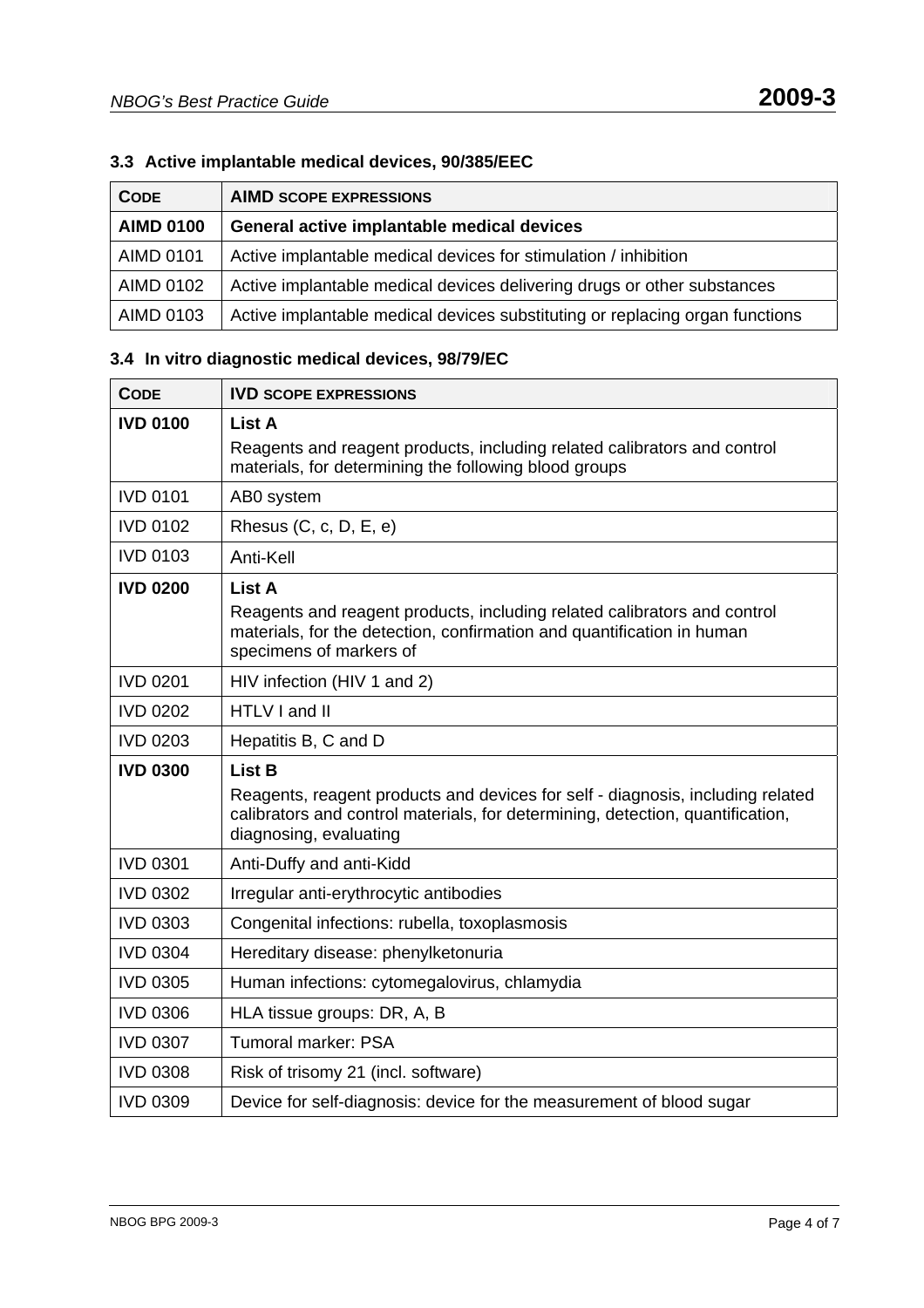### 3.3 Active implantable medical devices, 90/385/EEC

| CODE | AIMD SCOPE EXPRESSIONS |
|---|---|
| **AIMD 0100** | **General active implantable medical devices** |
| AIMD 0101 | Active implantable medical devices for stimulation / inhibition |
| AIMD 0102 | Active implantable medical devices delivering drugs or other substances |
| AIMD 0103 | Active implantable medical devices substituting or replacing organ functions |

### 3.4 In vitro diagnostic medical devices, 98/79/EC

| CODE | IVD SCOPE EXPRESSIONS |
|---|---|
| **IVD 0100** | **List A**<br>Reagents and reagent products, including related calibrators and control materials, for determining the following blood groups |
| IVD 0101 | AB0 system |
| IVD 0102 | Rhesus (C, c, D, E, e) |
| IVD 0103 | Anti-Kell |
| **IVD 0200** | **List A**<br>Reagents and reagent products, including related calibrators and control materials, for the detection, confirmation and quantification in human specimens of markers of |
| IVD 0201 | HIV infection (HIV 1 and 2) |
| IVD 0202 | HTLV I and II |
| IVD 0203 | Hepatitis B, C and D |
| **IVD 0300** | **List B**<br>Reagents, reagent products and devices for self - diagnosis, including related calibrators and control materials, for determining, detection, quantification, diagnosing, evaluating |
| IVD 0301 | Anti-Duffy and anti-Kidd |
| IVD 0302 | Irregular anti-erythrocytic antibodies |
| IVD 0303 | Congenital infections: rubella, toxoplasmosis |
| IVD 0304 | Hereditary disease: phenylketonuria |
| IVD 0305 | Human infections: cytomegalovirus, chlamydia |
| IVD 0306 | HLA tissue groups: DR, A, B |
| IVD 0307 | Tumoral marker: PSA |
| IVD 0308 | Risk of trisomy 21 (incl. software) |
| IVD 0309 | Device for self-diagnosis: device for the measurement of blood sugar |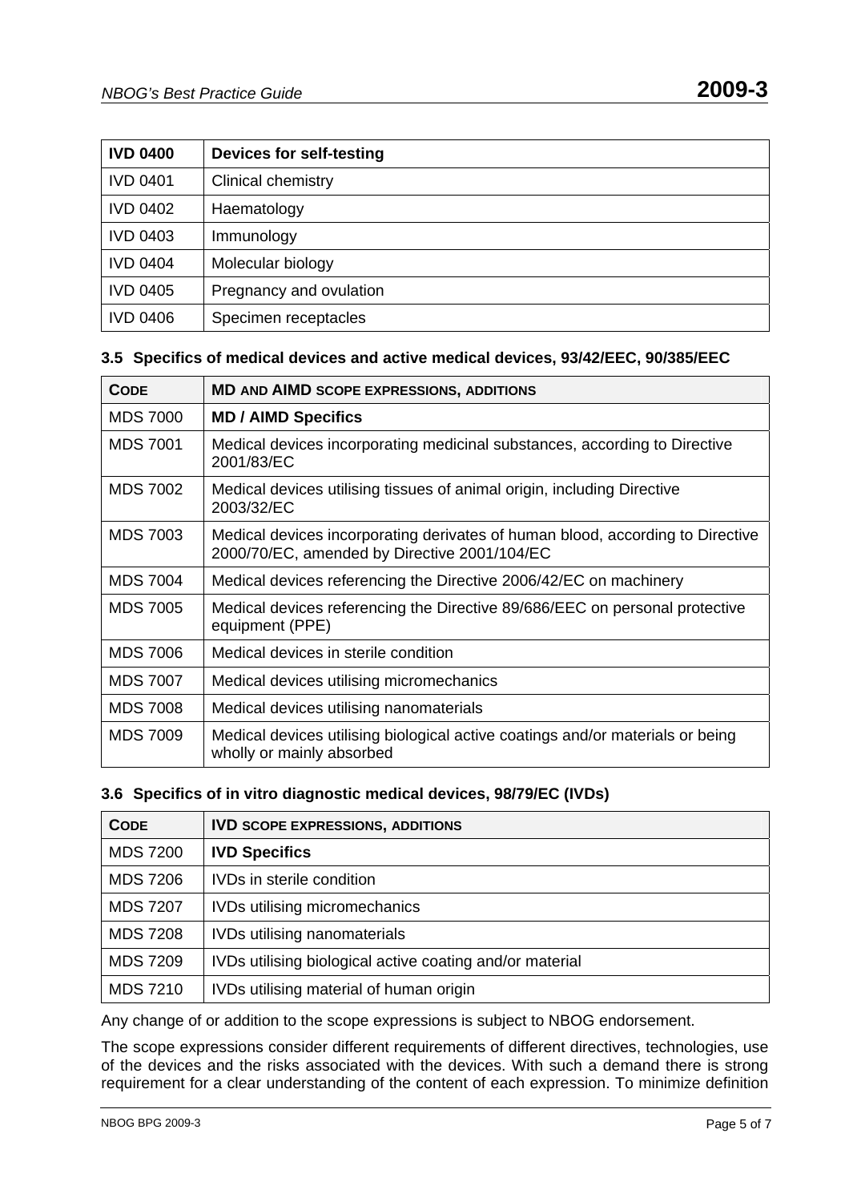| **IVD 0400** | **Devices for self-testing** |
|---|---|
| IVD 0401 | Clinical chemistry |
| IVD 0402 | Haematology |
| IVD 0403 | Immunology |
| IVD 0404 | Molecular biology |
| IVD 0405 | Pregnancy and ovulation |
| IVD 0406 | Specimen receptacles |

### 3.5 Specifics of medical devices and active medical devices, 93/42/EEC, 90/385/EEC

| **CODE** | **MD AND AIMD SCOPE EXPRESSIONS, ADDITIONS** |
|---|---|
| MDS 7000 | **MD / AIMD Specifics** |
| MDS 7001 | Medical devices incorporating medicinal substances, according to Directive 2001/83/EC |
| MDS 7002 | Medical devices utilising tissues of animal origin, including Directive 2003/32/EC |
| MDS 7003 | Medical devices incorporating derivates of human blood, according to Directive 2000/70/EC, amended by Directive 2001/104/EC |
| MDS 7004 | Medical devices referencing the Directive 2006/42/EC on machinery |
| MDS 7005 | Medical devices referencing the Directive 89/686/EEC on personal protective equipment (PPE) |
| MDS 7006 | Medical devices in sterile condition |
| MDS 7007 | Medical devices utilising micromechanics |
| MDS 7008 | Medical devices utilising nanomaterials |
| MDS 7009 | Medical devices utilising biological active coatings and/or materials or being wholly or mainly absorbed |

### 3.6 Specifics of in vitro diagnostic medical devices, 98/79/EC (IVDs)

| **CODE** | **IVD SCOPE EXPRESSIONS, ADDITIONS** |
|---|---|
| MDS 7200 | **IVD Specifics** |
| MDS 7206 | IVDs in sterile condition |
| MDS 7207 | IVDs utilising micromechanics |
| MDS 7208 | IVDs utilising nanomaterials |
| MDS 7209 | IVDs utilising biological active coating and/or material |
| MDS 7210 | IVDs utilising material of human origin |

Any change of or addition to the scope expressions is subject to NBOG endorsement.

The scope expressions consider different requirements of different directives, technologies, use of the devices and the risks associated with the devices. With such a demand there is strong requirement for a clear understanding of the content of each expression. To minimize definition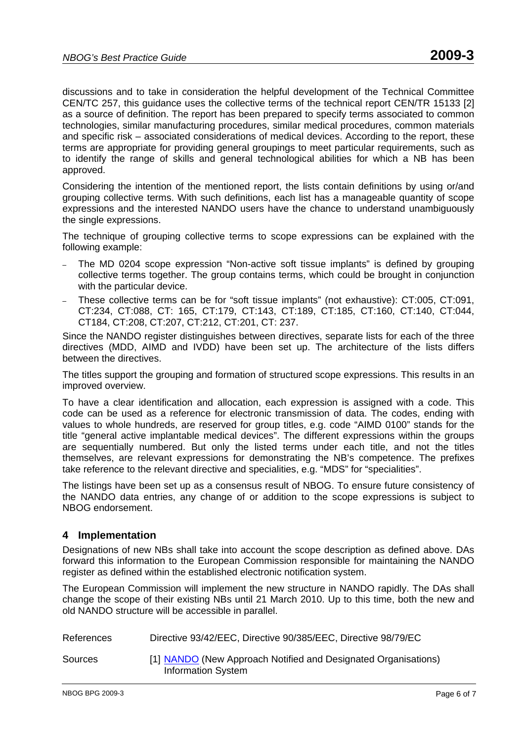discussions and to take in consideration the helpful development of the Technical Committee CEN/TC 257, this guidance uses the collective terms of the technical report CEN/TR 15133 [2] as a source of definition. The report has been prepared to specify terms associated to common technologies, similar manufacturing procedures, similar medical procedures, common materials and specific risk – associated considerations of medical devices. According to the report, these terms are appropriate for providing general groupings to meet particular requirements, such as to identify the range of skills and general technological abilities for which a NB has been approved.

Considering the intention of the mentioned report, the lists contain definitions by using or/and grouping collective terms. With such definitions, each list has a manageable quantity of scope expressions and the interested NANDO users have the chance to understand unambiguously the single expressions.

The technique of grouping collective terms to scope expressions can be explained with the following example:

- The MD 0204 scope expression "Non-active soft tissue implants" is defined by grouping collective terms together. The group contains terms, which could be brought in conjunction with the particular device.
- These collective terms can be for "soft tissue implants" (not exhaustive): CT:005, CT:091, CT:234, CT:088, CT: 165, CT:179, CT:143, CT:189, CT:185, CT:160, CT:140, CT:044, CT184, CT:208, CT:207, CT:212, CT:201, CT: 237.

Since the NANDO register distinguishes between directives, separate lists for each of the three directives (MDD, AIMD and IVDD) have been set up. The architecture of the lists differs between the directives.

The titles support the grouping and formation of structured scope expressions. This results in an improved overview.

To have a clear identification and allocation, each expression is assigned with a code. This code can be used as a reference for electronic transmission of data. The codes, ending with values to whole hundreds, are reserved for group titles, e.g. code "AIMD 0100" stands for the title "general active implantable medical devices". The different expressions within the groups are sequentially numbered. But only the listed terms under each title, and not the titles themselves, are relevant expressions for demonstrating the NB's competence. The prefixes take reference to the relevant directive and specialities, e.g. "MDS" for "specialities".

The listings have been set up as a consensus result of NBOG. To ensure future consistency of the NANDO data entries, any change of or addition to the scope expressions is subject to NBOG endorsement.

## 4 Implementation

Designations of new NBs shall take into account the scope description as defined above. DAs forward this information to the European Commission responsible for maintaining the NANDO register as defined within the established electronic notification system.

The European Commission will implement the new structure in NANDO rapidly. The DAs shall change the scope of their existing NBs until 21 March 2010. Up to this time, both the new and old NANDO structure will be accessible in parallel.

References  Directive 93/42/EEC, Directive 90/385/EEC, Directive 98/79/EC

Sources  [1] NANDO (New Approach Notified and Designated Organisations) Information System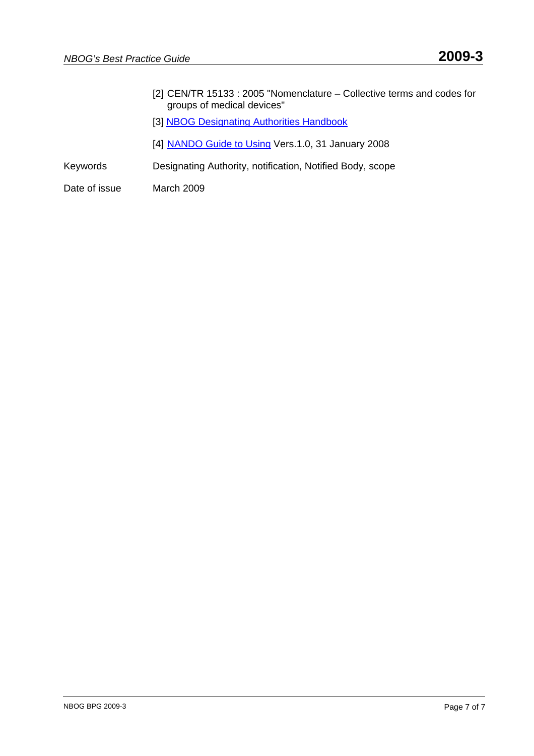[2] CEN/TR 15133 : 2005 "Nomenclature – Collective terms and codes for groups of medical devices"

[3] NBOG Designating Authorities Handbook

[4] NANDO Guide to Using Vers.1.0, 31 January 2008

| | |
|---|---|
| Keywords | Designating Authority, notification, Notified Body, scope |
| Date of issue | March 2009 |